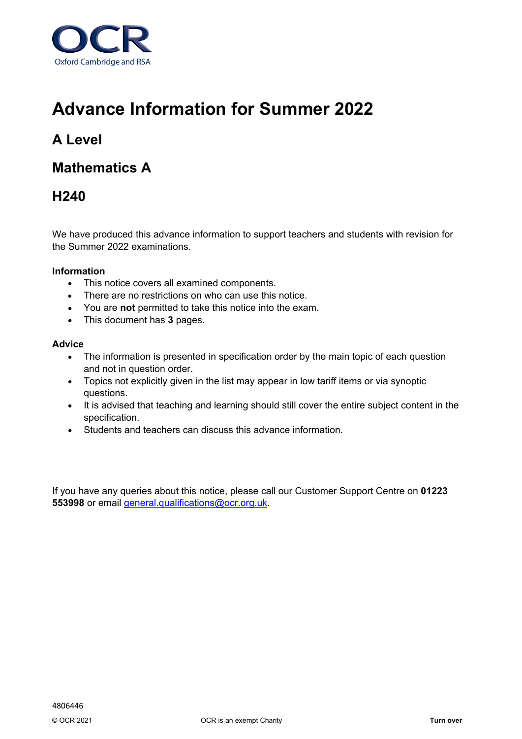OCR
Oxford Cambridge and RSA

# Advance Information for Summer 2022

## A Level

## Mathematics A

## H240

We have produced this advance information to support teachers and students with revision for the Summer 2022 examinations.

**Information**

- This notice covers all examined components.
- There are no restrictions on who can use this notice.
- You are **not** permitted to take this notice into the exam.
- This document has **3** pages.

**Advice**

- The information is presented in specification order by the main topic of each question and not in question order.
- Topics not explicitly given in the list may appear in low tariff items or via synoptic questions.
- It is advised that teaching and learning should still cover the entire subject content in the specification.
- Students and teachers can discuss this advance information.

If you have any queries about this notice, please call our Customer Support Centre on **01223 553998** or email general.qualifications@ocr.org.uk.

4806446

© OCR 2021 OCR is an exempt Charity **Turn over**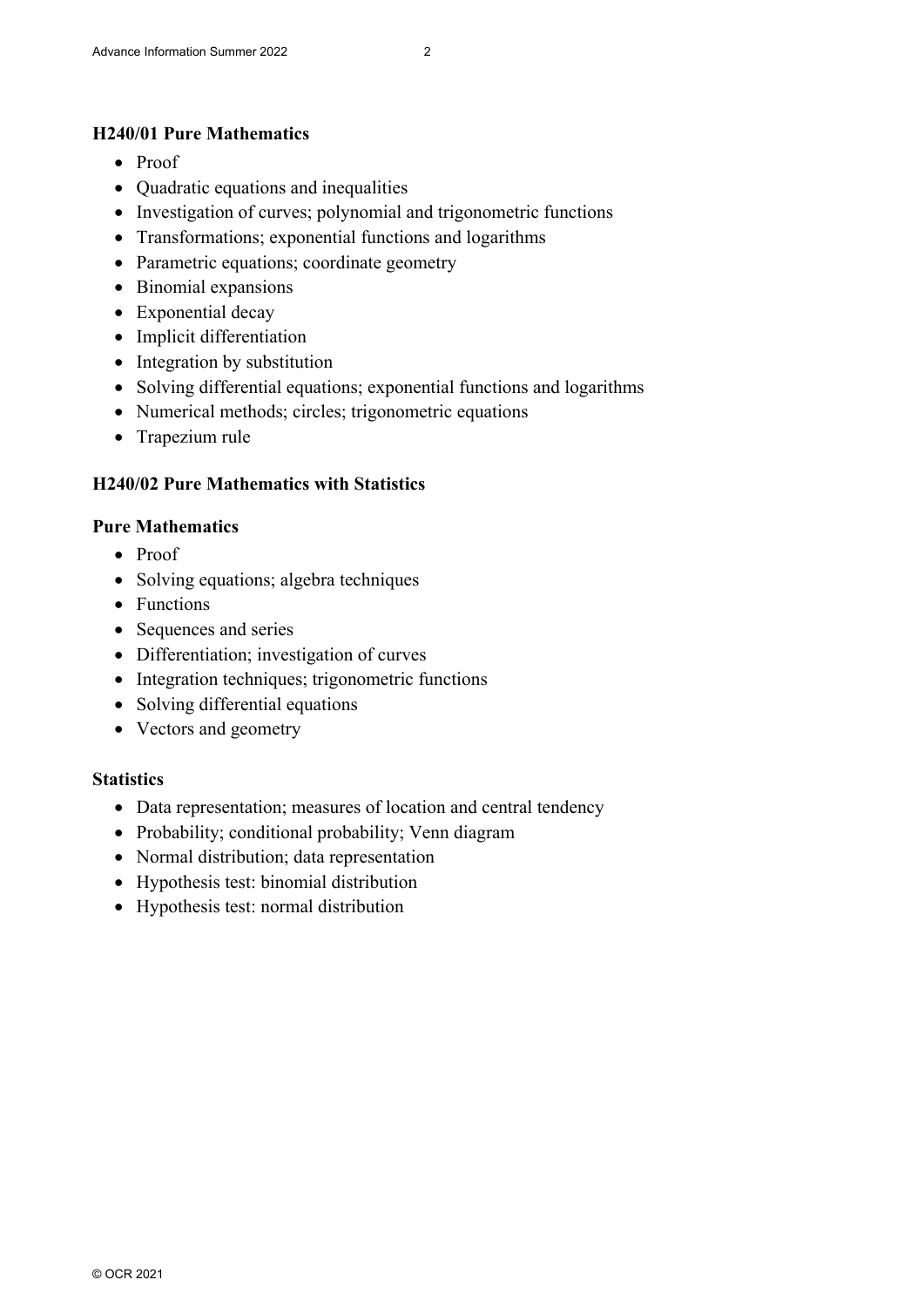## H240/01 Pure Mathematics

- Proof
- Quadratic equations and inequalities
- Investigation of curves; polynomial and trigonometric functions
- Transformations; exponential functions and logarithms
- Parametric equations; coordinate geometry
- Binomial expansions
- Exponential decay
- Implicit differentiation
- Integration by substitution
- Solving differential equations; exponential functions and logarithms
- Numerical methods; circles; trigonometric equations
- Trapezium rule

## H240/02 Pure Mathematics with Statistics

### Pure Mathematics

- Proof
- Solving equations; algebra techniques
- Functions
- Sequences and series
- Differentiation; investigation of curves
- Integration techniques; trigonometric functions
- Solving differential equations
- Vectors and geometry

### Statistics

- Data representation; measures of location and central tendency
- Probability; conditional probability; Venn diagram
- Normal distribution; data representation
- Hypothesis test: binomial distribution
- Hypothesis test: normal distribution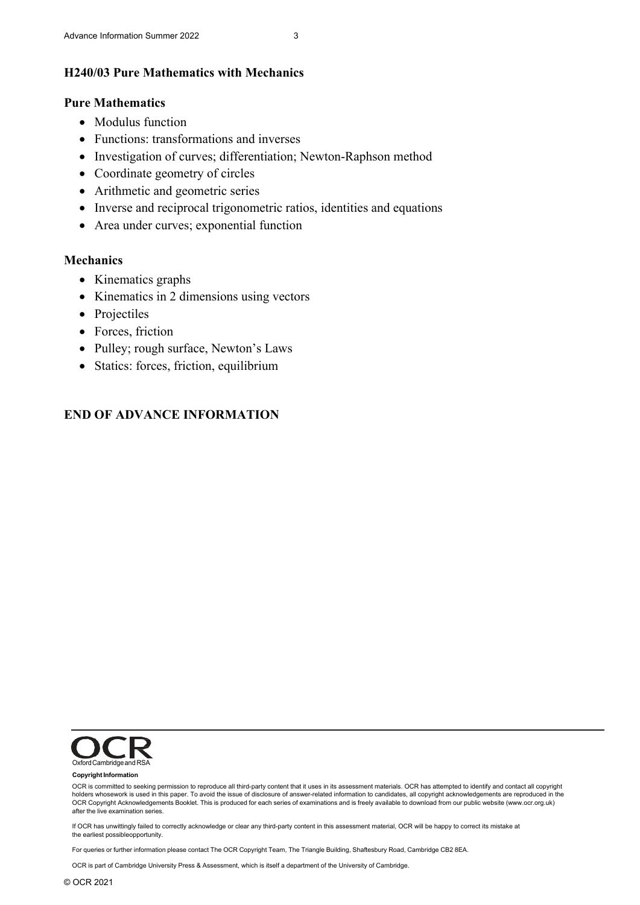## H240/03 Pure Mathematics with Mechanics

### Pure Mathematics

- Modulus function
- Functions: transformations and inverses
- Investigation of curves; differentiation; Newton-Raphson method
- Coordinate geometry of circles
- Arithmetic and geometric series
- Inverse and reciprocal trigonometric ratios, identities and equations
- Area under curves; exponential function

### Mechanics

- Kinematics graphs
- Kinematics in 2 dimensions using vectors
- Projectiles
- Forces, friction
- Pulley; rough surface, Newton's Laws
- Statics: forces, friction, equilibrium

## END OF ADVANCE INFORMATION

Oxford Cambridge and RSA

**Copyright Information**

OCR is committed to seeking permission to reproduce all third-party content that it uses in its assessment materials. OCR has attempted to identify and contact all copyright holders whose work is used in this paper. To avoid the issue of disclosure of answer-related information to candidates, all copyright acknowledgements are reproduced in the OCR Copyright Acknowledgements Booklet. This is produced for each series of examinations and is freely available to download from our public website (www.ocr.org.uk) after the live examination series.

If OCR has unwittingly failed to correctly acknowledge or clear any third-party content in this assessment material, OCR will be happy to correct its mistake at the earliest possibleopportunity.

For queries or further information please contact The OCR Copyright Team, The Triangle Building, Shaftesbury Road, Cambridge CB2 8EA.

OCR is part of Cambridge University Press & Assessment, which is itself a department of the University of Cambridge.

© OCR 2021